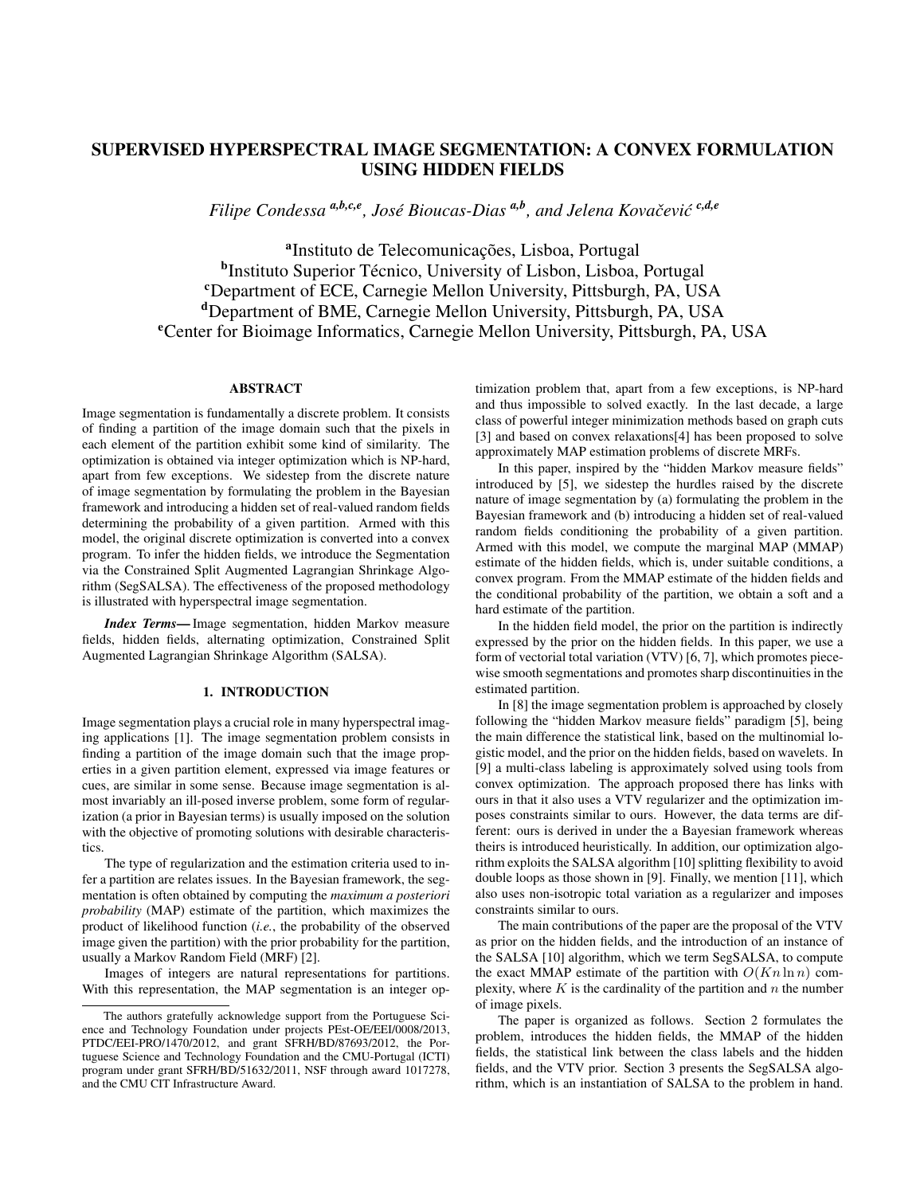# SUPERVISED HYPERSPECTRAL IMAGE SEGMENTATION: A CONVEX FORMULATION USING HIDDEN FIELDS

*Filipe Condessa* [a,b,c,e], *José Bioucas-Dias* [a,b], *and Jelena Kovačević* [c,d,e]

[a]Instituto de Telecomunicações, Lisboa, Portugal
[b]Instituto Superior Técnico, University of Lisbon, Lisboa, Portugal
[c]Department of ECE, Carnegie Mellon University, Pittsburgh, PA, USA
[d]Department of BME, Carnegie Mellon University, Pittsburgh, PA, USA
[e]Center for Bioimage Informatics, Carnegie Mellon University, Pittsburgh, PA, USA

## ABSTRACT

Image segmentation is fundamentally a discrete problem. It consists of finding a partition of the image domain such that the pixels in each element of the partition exhibit some kind of similarity. The optimization is obtained via integer optimization which is NP-hard, apart from few exceptions. We sidestep from the discrete nature of image segmentation by formulating the problem in the Bayesian framework and introducing a hidden set of real-valued random fields determining the probability of a given partition. Armed with this model, the original discrete optimization is converted into a convex program. To infer the hidden fields, we introduce the Segmentation via the Constrained Split Augmented Lagrangian Shrinkage Algorithm (SegSALSA). The effectiveness of the proposed methodology is illustrated with hyperspectral image segmentation.

***Index Terms***— Image segmentation, hidden Markov measure fields, hidden fields, alternating optimization, Constrained Split Augmented Lagrangian Shrinkage Algorithm (SALSA).

## 1. INTRODUCTION

Image segmentation plays a crucial role in many hyperspectral imaging applications [1]. The image segmentation problem consists in finding a partition of the image domain such that the image properties in a given partition element, expressed via image features or cues, are similar in some sense. Because image segmentation is almost invariably an ill-posed inverse problem, some form of regularization (a prior in Bayesian terms) is usually imposed on the solution with the objective of promoting solutions with desirable characteristics.

The type of regularization and the estimation criteria used to infer a partition are relates issues. In the Bayesian framework, the segmentation is often obtained by computing the *maximum a posteriori probability* (MAP) estimate of the partition, which maximizes the product of likelihood function (*i.e.*, the probability of the observed image given the partition) with the prior probability for the partition, usually a Markov Random Field (MRF) [2].

Images of integers are natural representations for partitions. With this representation, the MAP segmentation is an integer optimization problem that, apart from a few exceptions, is NP-hard and thus impossible to solved exactly. In the last decade, a large class of powerful integer minimization methods based on graph cuts [3] and based on convex relaxations[4] has been proposed to solve approximately MAP estimation problems of discrete MRFs.

In this paper, inspired by the "hidden Markov measure fields" introduced by [5], we sidestep the hurdles raised by the discrete nature of image segmentation by (a) formulating the problem in the Bayesian framework and (b) introducing a hidden set of real-valued random fields conditioning the probability of a given partition. Armed with this model, we compute the marginal MAP (MMAP) estimate of the hidden fields, which is, under suitable conditions, a convex program. From the MMAP estimate of the hidden fields and the conditional probability of the partition, we obtain a soft and a hard estimate of the partition.

In the hidden field model, the prior on the partition is indirectly expressed by the prior on the hidden fields. In this paper, we use a form of vectorial total variation (VTV) [6, 7], which promotes piecewise smooth segmentations and promotes sharp discontinuities in the estimated partition.

In [8] the image segmentation problem is approached by closely following the "hidden Markov measure fields" paradigm [5], being the main difference the statistical link, based on the multinomial logistic model, and the prior on the hidden fields, based on wavelets. In [9] a multi-class labeling is approximately solved using tools from convex optimization. The approach proposed there has links with ours in that it also uses a VTV regularizer and the optimization imposes constraints similar to ours. However, the data terms are different: ours is derived in under the a Bayesian framework whereas theirs is introduced heuristically. In addition, our optimization algorithm exploits the SALSA algorithm [10] splitting flexibility to avoid double loops as those shown in [9]. Finally, we mention [11], which also uses non-isotropic total variation as a regularizer and imposes constraints similar to ours.

The main contributions of the paper are the proposal of the VTV as prior on the hidden fields, and the introduction of an instance of the SALSA [10] algorithm, which we term SegSALSA, to compute the exact MMAP estimate of the partition with $O(Kn \ln n)$ complexity, where $K$ is the cardinality of the partition and $n$ the number of image pixels.

The paper is organized as follows. Section 2 formulates the problem, introduces the hidden fields, the MMAP of the hidden fields, the statistical link between the class labels and the hidden fields, and the VTV prior. Section 3 presents the SegSALSA algorithm, which is an instantiation of SALSA to the problem in hand.

The authors gratefully acknowledge support from the Portuguese Science and Technology Foundation under projects PEst-OE/EEI/0008/2013, PTDC/EEI-PRO/1470/2012, and grant SFRH/BD/87693/2012, the Portuguese Science and Technology Foundation and the CMU-Portugal (ICTI) program under grant SFRH/BD/51632/2011, NSF through award 1017278, and the CMU CIT Infrastructure Award.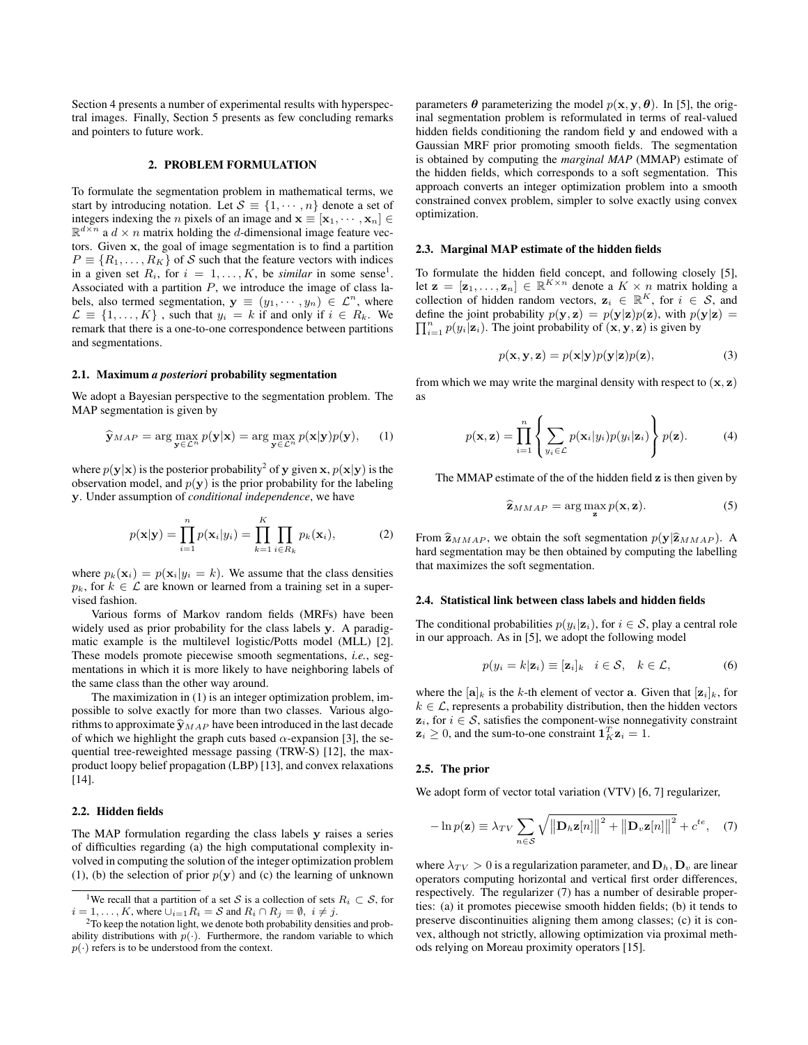Section 4 presents a number of experimental results with hyperspectral images. Finally, Section 5 presents as few concluding remarks and pointers to future work.

## 2. PROBLEM FORMULATION

To formulate the segmentation problem in mathematical terms, we start by introducing notation. Let $\mathcal{S} \equiv \{1, \cdots, n\}$ denote a set of integers indexing the $n$ pixels of an image and $\mathbf{x} \equiv [\mathbf{x}_1, \cdots, \mathbf{x}_n] \in \mathbb{R}^{d \times n}$ a $d \times n$ matrix holding the $d$-dimensional image feature vectors. Given $\mathbf{x}$, the goal of image segmentation is to find a partition $P \equiv \{R_1, \ldots, R_K\}$ of $\mathcal{S}$ such that the feature vectors with indices in a given set $R_i$, for $i = 1, \ldots, K$, be *similar* in some sense[1]. Associated with a partition $P$, we introduce the image of class labels, also termed segmentation, $\mathbf{y} \equiv (y_1, \cdots, y_n) \in \mathcal{L}^n$, where $\mathcal{L} \equiv \{1, \ldots, K\}$ , such that $y_i = k$ if and only if $i \in R_k$. We remark that there is a one-to-one correspondence between partitions and segmentations.

### 2.1. Maximum *a posteriori* probability segmentation

We adopt a Bayesian perspective to the segmentation problem. The MAP segmentation is given by

$$\widehat{\mathbf{y}}_{MAP} = \arg\max_{\mathbf{y} \in \mathcal{L}^n} p(\mathbf{y}|\mathbf{x}) = \arg\max_{\mathbf{y} \in \mathcal{L}^n} p(\mathbf{x}|\mathbf{y})p(\mathbf{y}), \quad (1)$$

where $p(\mathbf{y}|\mathbf{x})$ is the posterior probability[2] of $\mathbf{y}$ given $\mathbf{x}$, $p(\mathbf{x}|\mathbf{y})$ is the observation model, and $p(\mathbf{y})$ is the prior probability for the labeling $\mathbf{y}$. Under assumption of *conditional independence*, we have

$$p(\mathbf{x}|\mathbf{y}) = \prod_{i=1}^{n} p(\mathbf{x}_i|y_i) = \prod_{k=1}^{K} \prod_{i \in R_k} p_k(\mathbf{x}_i), \quad (2)$$

where $p_k(\mathbf{x}_i) = p(\mathbf{x}_i|y_i = k)$. We assume that the class densities $p_k$, for $k \in \mathcal{L}$ are known or learned from a training set in a supervised fashion.

Various forms of Markov random fields (MRFs) have been widely used as prior probability for the class labels $\mathbf{y}$. A paradigmatic example is the multilevel logistic/Potts model (MLL) [2]. These models promote piecewise smooth segmentations, *i.e.*, segmentations in which it is more likely to have neighboring labels of the same class than the other way around.

The maximization in (1) is an integer optimization problem, impossible to solve exactly for more than two classes. Various algorithms to approximate $\widehat{\mathbf{y}}_{MAP}$ have been introduced in the last decade of which we highlight the graph cuts based $\alpha$-expansion [3], the sequential tree-reweighted message passing (TRW-S) [12], the max-product loopy belief propagation (LBP) [13], and convex relaxations [14].

### 2.2. Hidden fields

The MAP formulation regarding the class labels $\mathbf{y}$ raises a series of difficulties regarding (a) the high computational complexity involved in computing the solution of the integer optimization problem (1), (b) the selection of prior $p(\mathbf{y})$ and (c) the learning of unknown parameters $\boldsymbol{\theta}$ parameterizing the model $p(\mathbf{x}, \mathbf{y}, \boldsymbol{\theta})$. In [5], the original segmentation problem is reformulated in terms of real-valued hidden fields conditioning the random field $\mathbf{y}$ and endowed with a Gaussian MRF prior promoting smooth fields. The segmentation is obtained by computing the *marginal MAP* (MMAP) estimate of the hidden fields, which corresponds to a soft segmentation. This approach converts an integer optimization problem into a smooth constrained convex problem, simpler to solve exactly using convex optimization.

### 2.3. Marginal MAP estimate of the hidden fields

To formulate the hidden field concept, and following closely [5], let $\mathbf{z} = [\mathbf{z}_1, \ldots, \mathbf{z}_n] \in \mathbb{R}^{K \times n}$ denote a $K \times n$ matrix holding a collection of hidden random vectors, $\mathbf{z}_i \in \mathbb{R}^K$, for $i \in \mathcal{S}$, and define the joint probability $p(\mathbf{y}, \mathbf{z}) = p(\mathbf{y}|\mathbf{z})p(\mathbf{z})$, with $p(\mathbf{y}|\mathbf{z}) = \prod_{i=1}^{n} p(y_i|\mathbf{z}_i)$. The joint probability of $(\mathbf{x}, \mathbf{y}, \mathbf{z})$ is given by

$$p(\mathbf{x}, \mathbf{y}, \mathbf{z}) = p(\mathbf{x}|\mathbf{y})p(\mathbf{y}|\mathbf{z})p(\mathbf{z}), \quad (3)$$

from which we may write the marginal density with respect to $(\mathbf{x}, \mathbf{z})$ as

$$p(\mathbf{x}, \mathbf{z}) = \prod_{i=1}^{n} \left\{ \sum_{y_i \in \mathcal{L}} p(\mathbf{x}_i|y_i)p(y_i|\mathbf{z}_i) \right\} p(\mathbf{z}). \quad (4)$$

The MMAP estimate of the of the hidden field $\mathbf{z}$ is then given by

$$\widehat{\mathbf{z}}_{MMAP} = \arg\max_{\mathbf{z}} p(\mathbf{x}, \mathbf{z}). \quad (5)$$

From $\widehat{\mathbf{z}}_{MMAP}$, we obtain the soft segmentation $p(\mathbf{y}|\widehat{\mathbf{z}}_{MMAP})$. A hard segmentation may be then obtained by computing the labelling that maximizes the soft segmentation.

### 2.4. Statistical link between class labels and hidden fields

The conditional probabilities $p(y_i|\mathbf{z}_i)$, for $i \in \mathcal{S}$, play a central role in our approach. As in [5], we adopt the following model

$$p(y_i = k|\mathbf{z}_i) \equiv [\mathbf{z}_i]_k \quad i \in \mathcal{S}, \quad k \in \mathcal{L}, \quad (6)$$

where the $[\mathbf{a}]_k$ is the $k$-th element of vector $\mathbf{a}$. Given that $[\mathbf{z}_i]_k$, for $k \in \mathcal{L}$, represents a probability distribution, then the hidden vectors $\mathbf{z}_i$, for $i \in \mathcal{S}$, satisfies the component-wise nonnegativity constraint $\mathbf{z}_i \geq 0$, and the sum-to-one constraint $\mathbf{1}_K^T \mathbf{z}_i = 1$.

### 2.5. The prior

We adopt form of vector total variation (VTV) [6, 7] regularizer,

$$-\ln p(\mathbf{z}) \equiv \lambda_{TV} \sum_{n \in \mathcal{S}} \sqrt{\left\|\mathbf{D}_h \mathbf{z}[n]\right\|^2 + \left\|\mathbf{D}_v \mathbf{z}[n]\right\|^2} + c^{te}, \quad (7)$$

where $\lambda_{TV} > 0$ is a regularization parameter, and $\mathbf{D}_h, \mathbf{D}_v$ are linear operators computing horizontal and vertical first order differences, respectively. The regularizer (7) has a number of desirable properties: (a) it promotes piecewise smooth hidden fields; (b) it tends to preserve discontinuities aligning them among classes; (c) it is convex, although not strictly, allowing optimization via proximal methods relying on Moreau proximity operators [15].

---

[1] We recall that a partition of a set $\mathcal{S}$ is a collection of sets $R_i \subset \mathcal{S}$, for $i = 1, \ldots, K$, where $\cup_{i=1} R_i = \mathcal{S}$ and $R_i \cap R_j = \emptyset$, $i \neq j$.

[2] To keep the notation light, we denote both probability densities and probability distributions with $p(\cdot)$. Furthermore, the random variable to which $p(\cdot)$ refers is to be understood from the context.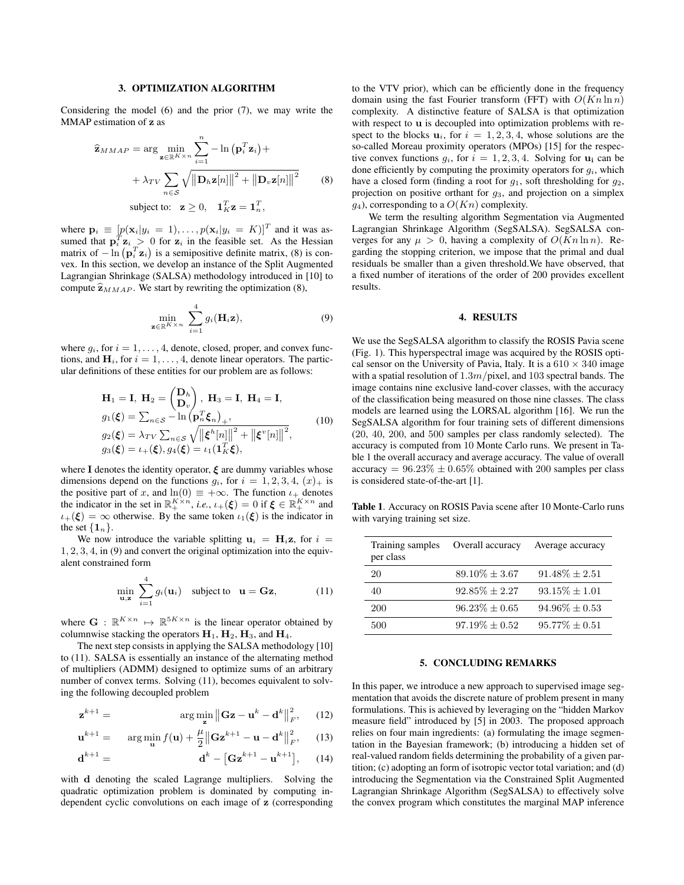## 3. OPTIMIZATION ALGORITHM

Considering the model (6) and the prior (7), we may write the MMAP estimation of $\mathbf{z}$ as

$$
\begin{aligned}
\widehat{\mathbf{z}}_{MMAP} = \arg \min_{\mathbf{z} \in \mathbb{R}^{K \times n}} & \sum_{i=1}^{n} -\ln\left(\mathbf{p}_i^T \mathbf{z}_i\right) + \\
& + \lambda_{TV} \sum_{n \in \mathcal{S}} \sqrt{\left\|\mathbf{D}_h \mathbf{z}[n]\right\|^2 + \left\|\mathbf{D}_v \mathbf{z}[n]\right\|^2} \\
& \text{subject to:} \quad \mathbf{z} \geq 0, \quad \mathbf{1}_K^T \mathbf{z} = \mathbf{1}_n^T,
\end{aligned} \tag{8}
$$

where $\mathbf{p}_i \equiv [p(\mathbf{x}_i|y_i = 1), \dots, p(\mathbf{x}_i|y_i = K)]^T$ and it was assumed that $\mathbf{p}_i^T \mathbf{z}_i > 0$ for $\mathbf{z}_i$ in the feasible set. As the Hessian matrix of $-\ln\left(\mathbf{p}_i^T \mathbf{z}_i\right)$ is a semipositive definite matrix, (8) is convex. In this section, we develop an instance of the Split Augmented Lagrangian Shrinkage (SALSA) methodology introduced in [10] to compute $\widehat{\mathbf{z}}_{MMAP}$. We start by rewriting the optimization (8),

$$
\min_{\mathbf{z} \in \mathbb{R}^{K \times n}} \sum_{i=1}^{4} g_i(\mathbf{H}_i \mathbf{z}), \tag{9}
$$

where $g_i$, for $i = 1, \dots, 4$, denote, closed, proper, and convex functions, and $\mathbf{H}_i$, for $i = 1, \dots, 4$, denote linear operators. The particular definitions of these entities for our problem are as follows:

$$
\begin{aligned}
& \mathbf{H}_1 = \mathbf{I},\ \mathbf{H}_2 = \begin{pmatrix} \mathbf{D}_h \\ \mathbf{D}_v \end{pmatrix},\ \mathbf{H}_3 = \mathbf{I},\ \mathbf{H}_4 = \mathbf{I}, \\
& g_1(\boldsymbol{\xi}) = \textstyle\sum_{n \in \mathcal{S}} -\ln\left(\mathbf{p}_n^T \boldsymbol{\xi}_n\right)_+, \\
& g_2(\boldsymbol{\xi}) = \lambda_{TV} \textstyle\sum_{n \in \mathcal{S}} \sqrt{\left\|\boldsymbol{\xi}^h[n]\right\|^2 + \left\|\boldsymbol{\xi}^v[n]\right\|^2}, \\
& g_3(\boldsymbol{\xi}) = \iota_+(\boldsymbol{\xi}), g_4(\boldsymbol{\xi}) = \iota_1(\mathbf{1}_K^T \boldsymbol{\xi}),
\end{aligned} \tag{10}
$$

where $\mathbf{I}$ denotes the identity operator, $\boldsymbol{\xi}$ are dummy variables whose dimensions depend on the functions $g_i$, for $i = 1, 2, 3, 4$, $(x)_+$ is the positive part of $x$, and $\ln(0) \equiv +\infty$. The function $\iota_+$ denotes the indicator in the set in $\mathbb{R}_+^{K \times n}$, *i.e.*, $\iota_+(\boldsymbol{\xi}) = 0$ if $\boldsymbol{\xi} \in \mathbb{R}_+^{K \times n}$ and $\iota_+(\boldsymbol{\xi}) = \infty$ otherwise. By the same token $\iota_1(\boldsymbol{\xi})$ is the indicator in the set $\{\mathbf{1}_n\}$.

We now introduce the variable splitting $\mathbf{u}_i = \mathbf{H}_i \mathbf{z}$, for $i = 1, 2, 3, 4$, in (9) and convert the original optimization into the equivalent constrained form

$$
\min_{\mathbf{u}, \mathbf{z}} \sum_{i=1}^{4} g_i(\mathbf{u}_i) \quad \text{subject to} \quad \mathbf{u} = \mathbf{G}\mathbf{z}, \tag{11}
$$

where $\mathbf{G} : \mathbb{R}^{K \times n} \mapsto \mathbb{R}^{5K \times n}$ is the linear operator obtained by columnwise stacking the operators $\mathbf{H}_1$, $\mathbf{H}_2$, $\mathbf{H}_3$, and $\mathbf{H}_4$.

The next step consists in applying the SALSA methodology [10] to (11). SALSA is essentially an instance of the alternating method of multipliers (ADMM) designed to optimize sums of an arbitrary number of convex terms. Solving (11), becomes equivalent to solving the following decoupled problem

$$
\mathbf{z}^{k+1} = \arg\min_{\mathbf{z}} \left\|\mathbf{G}\mathbf{z} - \mathbf{u}^k - \mathbf{d}^k\right\|_F^2, \tag{12}
$$

$$
\mathbf{u}^{k+1} = \arg\min_{\mathbf{u}} f(\mathbf{u}) + \frac{\mu}{2}\left\|\mathbf{G}\mathbf{z}^{k+1} - \mathbf{u} - \mathbf{d}^k\right\|_F^2, \tag{13}
$$

$$
\mathbf{d}^{k+1} = \mathbf{d}^k - \left[\mathbf{G}\mathbf{z}^{k+1} - \mathbf{u}^{k+1}\right], \tag{14}
$$

with $\mathbf{d}$ denoting the scaled Lagrange multipliers. Solving the quadratic optimization problem is dominated by computing independent cyclic convolutions on each image of $\mathbf{z}$ (corresponding to the VTV prior), which can be efficiently done in the frequency domain using the fast Fourier transform (FFT) with $O(Kn \ln n)$ complexity. A distinctive feature of SALSA is that optimization with respect to $\mathbf{u}$ is decoupled into optimization problems with respect to the blocks $\mathbf{u}_i$, for $i = 1, 2, 3, 4$, whose solutions are the so-called Moreau proximity operators (MPOs) [15] for the respective convex functions $g_i$, for $i = 1, 2, 3, 4$. Solving for $\mathbf{u_i}$ can be done efficiently by computing the proximity operators for $g_i$, which have a closed form (finding a root for $g_1$, soft thresholding for $g_2$, projection on positive orthant for $g_3$, and projection on a simplex $g_4$), corresponding to a $O(Kn)$ complexity.

We term the resulting algorithm Segmentation via Augmented Lagrangian Shrinkage Algorithm (SegSALSA). SegSALSA converges for any $\mu > 0$, having a complexity of $O(Kn \ln n)$. Regarding the stopping criterion, we impose that the primal and dual residuals be smaller than a given threshold.We have observed, that a fixed number of iterations of the order of 200 provides excellent results.

## 4. RESULTS

We use the SegSALSA algorithm to classify the ROSIS Pavia scene (Fig. 1). This hyperspectral image was acquired by the ROSIS optical sensor on the University of Pavia, Italy. It is a $610 \times 340$ image with a spatial resolution of $1.3m$/pixel, and 103 spectral bands. The image contains nine exclusive land-cover classes, with the accuracy of the classification being measured on those nine classes. The class models are learned using the LORSAL algorithm [16]. We run the SegSALSA algorithm for four training sets of different dimensions (20, 40, 200, and 500 samples per class randomly selected). The accuracy is computed from 10 Monte Carlo runs. We present in Table 1 the overall accuracy and average accuracy. The value of overall accuracy $= 96.23\% \pm 0.65\%$ obtained with 200 samples per class is considered state-of-the-art [1].

**Table 1**. Accuracy on ROSIS Pavia scene after 10 Monte-Carlo runs with varying training set size.

| Training samples per class | Overall accuracy | Average accuracy |
|---|---|---|
| 20 | $89.10\% \pm 3.67$ | $91.48\% \pm 2.51$ |
| 40 | $92.85\% \pm 2.27$ | $93.15\% \pm 1.01$ |
| 200 | $96.23\% \pm 0.65$ | $94.96\% \pm 0.53$ |
| 500 | $97.19\% \pm 0.52$ | $95.77\% \pm 0.51$ |

## 5. CONCLUDING REMARKS

In this paper, we introduce a new approach to supervised image segmentation that avoids the discrete nature of problem present in many formulations. This is achieved by leveraging on the “hidden Markov measure field” introduced by [5] in 2003. The proposed approach relies on four main ingredients: (a) formulating the image segmentation in the Bayesian framework; (b) introducing a hidden set of real-valued random fields determining the probability of a given partition; (c) adopting an form of isotropic vector total variation; and (d) introducing the Segmentation via the Constrained Split Augmented Lagrangian Shrinkage Algorithm (SegSALSA) to effectively solve the convex program which constitutes the marginal MAP inference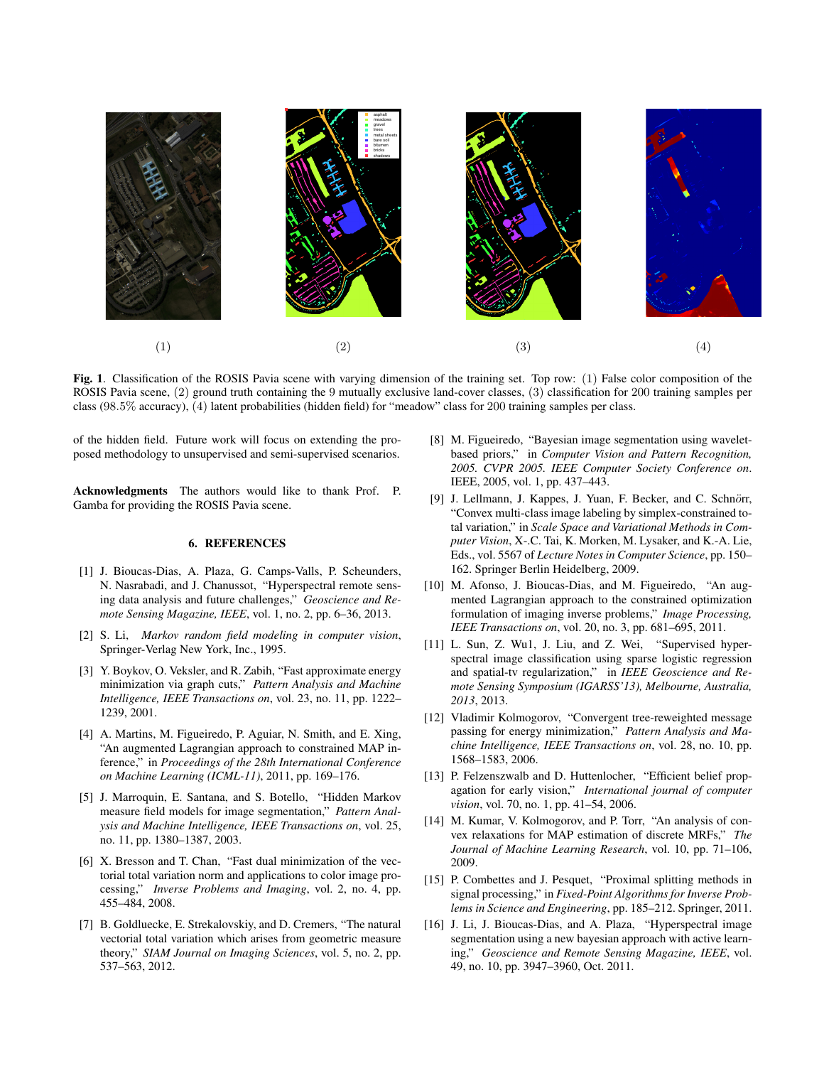(1)

(2)

(3)

(4)

**Fig. 1**. Classification of the ROSIS Pavia scene with varying dimension of the training set. Top row: (1) False color composition of the ROSIS Pavia scene, (2) ground truth containing the 9 mutually exclusive land-cover classes, (3) classification for 200 training samples per class (98.5% accuracy), (4) latent probabilities (hidden field) for "meadow" class for 200 training samples per class.

of the hidden field. Future work will focus on extending the proposed methodology to unsupervised and semi-supervised scenarios.

**Acknowledgments** The authors would like to thank Prof. P. Gamba for providing the ROSIS Pavia scene.

## 6. REFERENCES

[1] J. Bioucas-Dias, A. Plaza, G. Camps-Valls, P. Scheunders, N. Nasrabadi, and J. Chanussot, "Hyperspectral remote sensing data analysis and future challenges," *Geoscience and Remote Sensing Magazine, IEEE*, vol. 1, no. 2, pp. 6–36, 2013.

[2] S. Li, *Markov random field modeling in computer vision*, Springer-Verlag New York, Inc., 1995.

[3] Y. Boykov, O. Veksler, and R. Zabih, "Fast approximate energy minimization via graph cuts," *Pattern Analysis and Machine Intelligence, IEEE Transactions on*, vol. 23, no. 11, pp. 1222–1239, 2001.

[4] A. Martins, M. Figueiredo, P. Aguiar, N. Smith, and E. Xing, "An augmented Lagrangian approach to constrained MAP inference," in *Proceedings of the 28th International Conference on Machine Learning (ICML-11)*, 2011, pp. 169–176.

[5] J. Marroquin, E. Santana, and S. Botello, "Hidden Markov measure field models for image segmentation," *Pattern Analysis and Machine Intelligence, IEEE Transactions on*, vol. 25, no. 11, pp. 1380–1387, 2003.

[6] X. Bresson and T. Chan, "Fast dual minimization of the vectorial total variation norm and applications to color image processing," *Inverse Problems and Imaging*, vol. 2, no. 4, pp. 455–484, 2008.

[7] B. Goldluecke, E. Strekalovskiy, and D. Cremers, "The natural vectorial total variation which arises from geometric measure theory," *SIAM Journal on Imaging Sciences*, vol. 5, no. 2, pp. 537–563, 2012.

[8] M. Figueiredo, "Bayesian image segmentation using wavelet-based priors," in *Computer Vision and Pattern Recognition, 2005. CVPR 2005. IEEE Computer Society Conference on*. IEEE, 2005, vol. 1, pp. 437–443.

[9] J. Lellmann, J. Kappes, J. Yuan, F. Becker, and C. Schnörr, "Convex multi-class image labeling by simplex-constrained total variation," in *Scale Space and Variational Methods in Computer Vision*, X.-C. Tai, K. Morken, M. Lysaker, and K.-A. Lie, Eds., vol. 5567 of *Lecture Notes in Computer Science*, pp. 150–162. Springer Berlin Heidelberg, 2009.

[10] M. Afonso, J. Bioucas-Dias, and M. Figueiredo, "An augmented Lagrangian approach to the constrained optimization formulation of imaging inverse problems," *Image Processing, IEEE Transactions on*, vol. 20, no. 3, pp. 681–695, 2011.

[11] L. Sun, Z. Wu1, J. Liu, and Z. Wei, "Supervised hyperspectral image classification using sparse logistic regression and spatial-tv regularization," in *IEEE Geoscience and Remote Sensing Symposium (IGARSS'13), Melbourne, Australia, 2013*, 2013.

[12] Vladimir Kolmogorov, "Convergent tree-reweighted message passing for energy minimization," *Pattern Analysis and Machine Intelligence, IEEE Transactions on*, vol. 28, no. 10, pp. 1568–1583, 2006.

[13] P. Felzenszwalb and D. Huttenlocher, "Efficient belief propagation for early vision," *International journal of computer vision*, vol. 70, no. 1, pp. 41–54, 2006.

[14] M. Kumar, V. Kolmogorov, and P. Torr, "An analysis of convex relaxations for MAP estimation of discrete MRFs," *The Journal of Machine Learning Research*, vol. 10, pp. 71–106, 2009.

[15] P. Combettes and J. Pesquet, "Proximal splitting methods in signal processing," in *Fixed-Point Algorithms for Inverse Problems in Science and Engineering*, pp. 185–212. Springer, 2011.

[16] J. Li, J. Bioucas-Dias, and A. Plaza, "Hyperspectral image segmentation using a new bayesian approach with active learning," *Geoscience and Remote Sensing Magazine, IEEE*, vol. 49, no. 10, pp. 3947–3960, Oct. 2011.